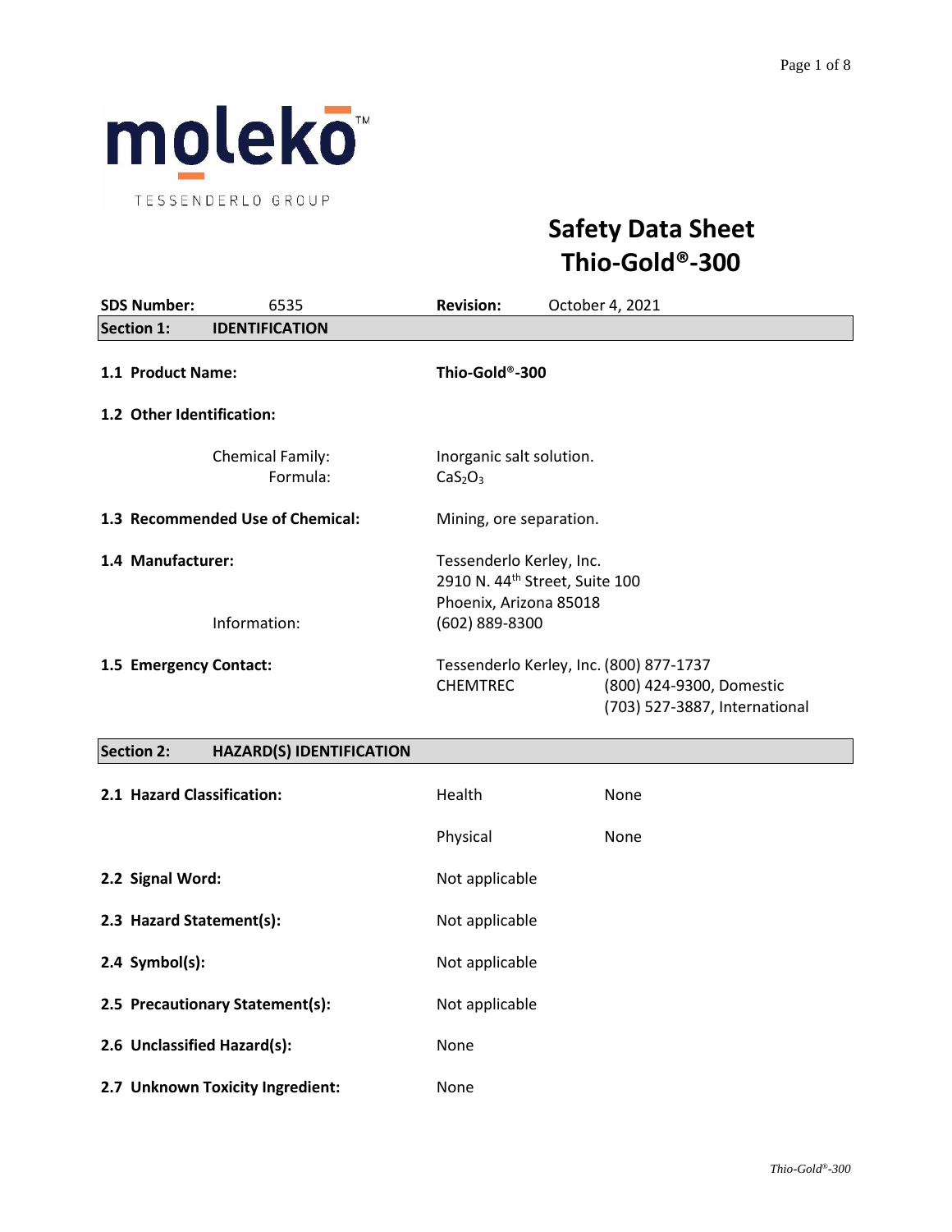moleko™

TESSENDERLO GROUP

# Safety Data Sheet
# Thio-Gold®-300

| **SDS Number:** | 6535 | **Revision:** | October 4, 2021 |
|---|---|---|---|

## Section 1: IDENTIFICATION

**1.1 Product Name:** **Thio-Gold®-300**

**1.2 Other Identification:**

Chemical Family: Inorganic salt solution.
Formula: $CaS_2O_3$

**1.3 Recommended Use of Chemical:** Mining, ore separation.

**1.4 Manufacturer:** Tessenderlo Kerley, Inc.
2910 N. 44th Street, Suite 100
Phoenix, Arizona 85018

Information: (602) 889-8300

**1.5 Emergency Contact:** Tessenderlo Kerley, Inc. (800) 877-1737
CHEMTREC (800) 424-9300, Domestic
(703) 527-3887, International

## Section 2: HAZARD(S) IDENTIFICATION

**2.1 Hazard Classification:**

| Health | None |
|---|---|
| Physical | None |

**2.2 Signal Word:** Not applicable

**2.3 Hazard Statement(s):** Not applicable

**2.4 Symbol(s):** Not applicable

**2.5 Precautionary Statement(s):** Not applicable

**2.6 Unclassified Hazard(s):** None

**2.7 Unknown Toxicity Ingredient:** None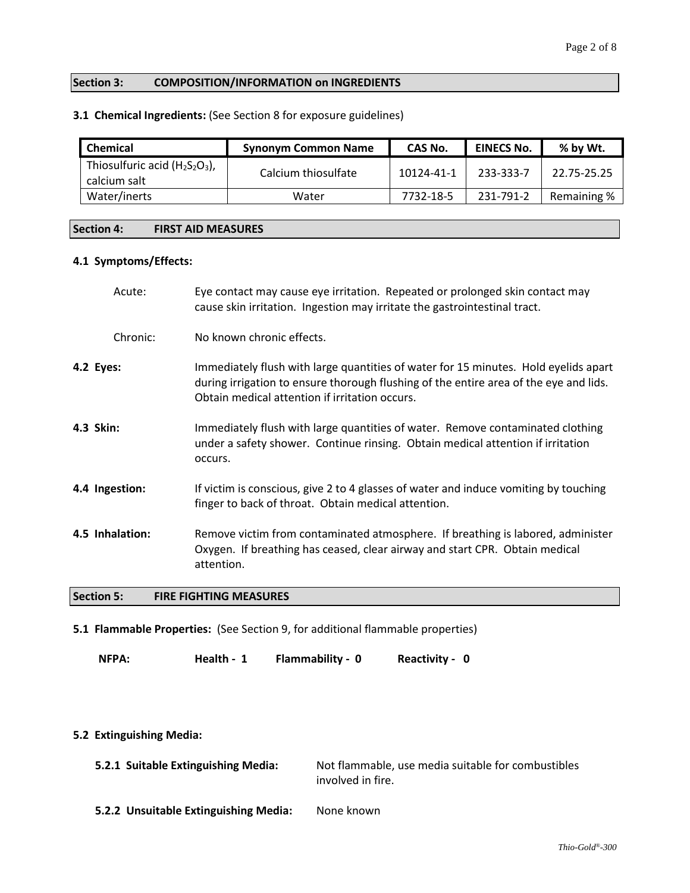## Section 3: COMPOSITION/INFORMATION on INGREDIENTS

**3.1 Chemical Ingredients:** (See Section 8 for exposure guidelines)

| Chemical | Synonym Common Name | CAS No. | EINECS No. | % by Wt. |
|---|---|---|---|---|
| Thiosulfuric acid ($H_2S_2O_3$), calcium salt | Calcium thiosulfate | 10124-41-1 | 233-333-7 | 22.75-25.25 |
| Water/inerts | Water | 7732-18-5 | 231-791-2 | Remaining % |

## Section 4: FIRST AID MEASURES

**4.1 Symptoms/Effects:**

Acute: Eye contact may cause eye irritation. Repeated or prolonged skin contact may cause skin irritation. Ingestion may irritate the gastrointestinal tract.

Chronic: No known chronic effects.

**4.2 Eyes:** Immediately flush with large quantities of water for 15 minutes. Hold eyelids apart during irrigation to ensure thorough flushing of the entire area of the eye and lids. Obtain medical attention if irritation occurs.

**4.3 Skin:** Immediately flush with large quantities of water. Remove contaminated clothing under a safety shower. Continue rinsing. Obtain medical attention if irritation occurs.

**4.4 Ingestion:** If victim is conscious, give 2 to 4 glasses of water and induce vomiting by touching finger to back of throat. Obtain medical attention.

**4.5 Inhalation:** Remove victim from contaminated atmosphere. If breathing is labored, administer Oxygen. If breathing has ceased, clear airway and start CPR. Obtain medical attention.

## Section 5: FIRE FIGHTING MEASURES

**5.1 Flammable Properties:** (See Section 9, for additional flammable properties)

**NFPA:** **Health - 1** **Flammability - 0** **Reactivity - 0**

**5.2 Extinguishing Media:**

**5.2.1 Suitable Extinguishing Media:** Not flammable, use media suitable for combustibles involved in fire.

**5.2.2 Unsuitable Extinguishing Media:** None known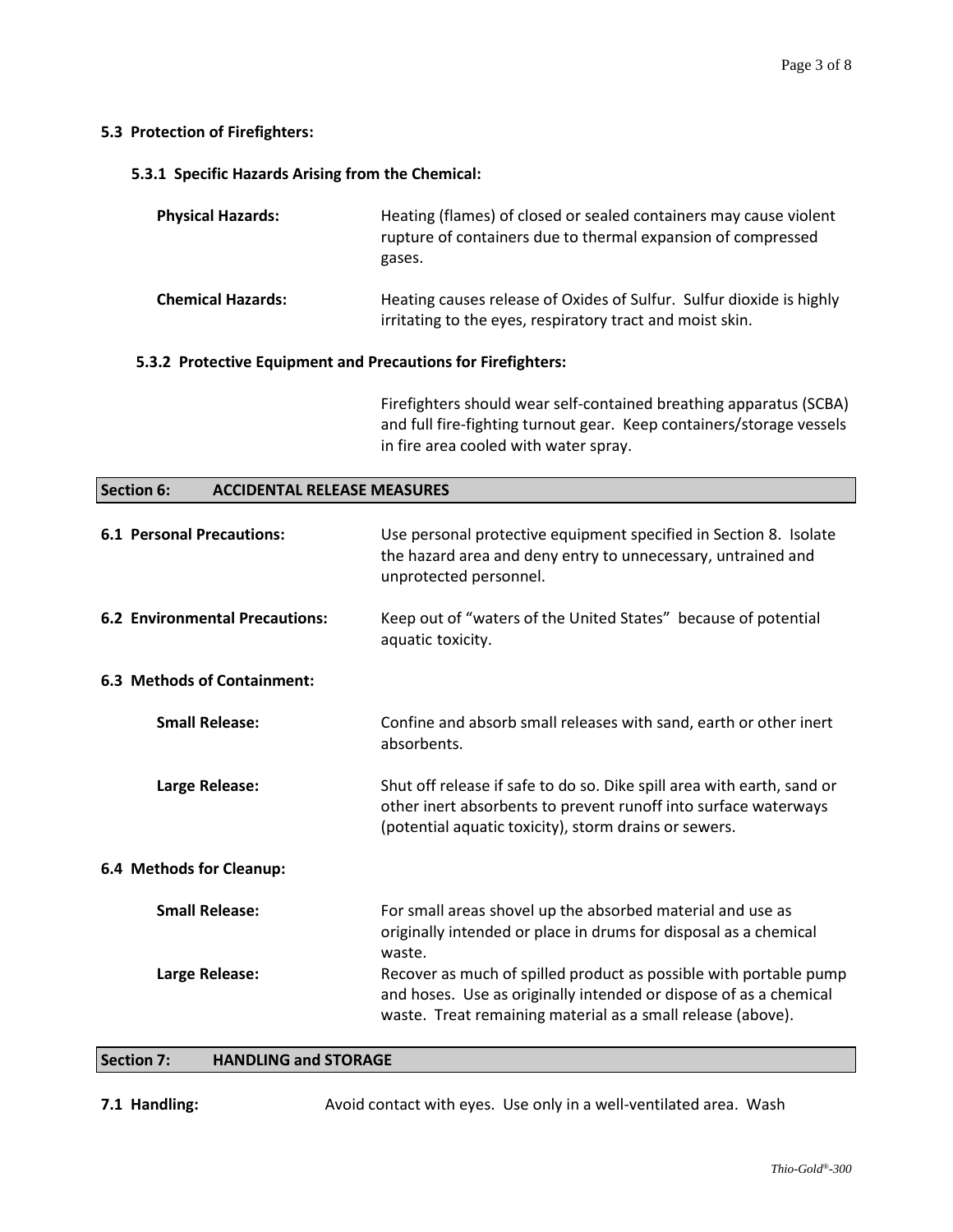### 5.3 Protection of Firefighters:

#### 5.3.1 Specific Hazards Arising from the Chemical:

**Physical Hazards:** Heating (flames) of closed or sealed containers may cause violent rupture of containers due to thermal expansion of compressed gases.

**Chemical Hazards:** Heating causes release of Oxides of Sulfur. Sulfur dioxide is highly irritating to the eyes, respiratory tract and moist skin.

#### 5.3.2 Protective Equipment and Precautions for Firefighters:

Firefighters should wear self-contained breathing apparatus (SCBA) and full fire-fighting turnout gear. Keep containers/storage vessels in fire area cooled with water spray.

## Section 6: ACCIDENTAL RELEASE MEASURES

**6.1 Personal Precautions:** Use personal protective equipment specified in Section 8. Isolate the hazard area and deny entry to unnecessary, untrained and unprotected personnel.

**6.2 Environmental Precautions:** Keep out of "waters of the United States" because of potential aquatic toxicity.

**6.3 Methods of Containment:**

**Small Release:** Confine and absorb small releases with sand, earth or other inert absorbents.

**Large Release:** Shut off release if safe to do so. Dike spill area with earth, sand or other inert absorbents to prevent runoff into surface waterways (potential aquatic toxicity), storm drains or sewers.

**6.4 Methods for Cleanup:**

**Small Release:** For small areas shovel up the absorbed material and use as originally intended or place in drums for disposal as a chemical waste.

**Large Release:** Recover as much of spilled product as possible with portable pump and hoses. Use as originally intended or dispose of as a chemical waste. Treat remaining material as a small release (above).

## Section 7: HANDLING and STORAGE

**7.1 Handling:** Avoid contact with eyes. Use only in a well-ventilated area. Wash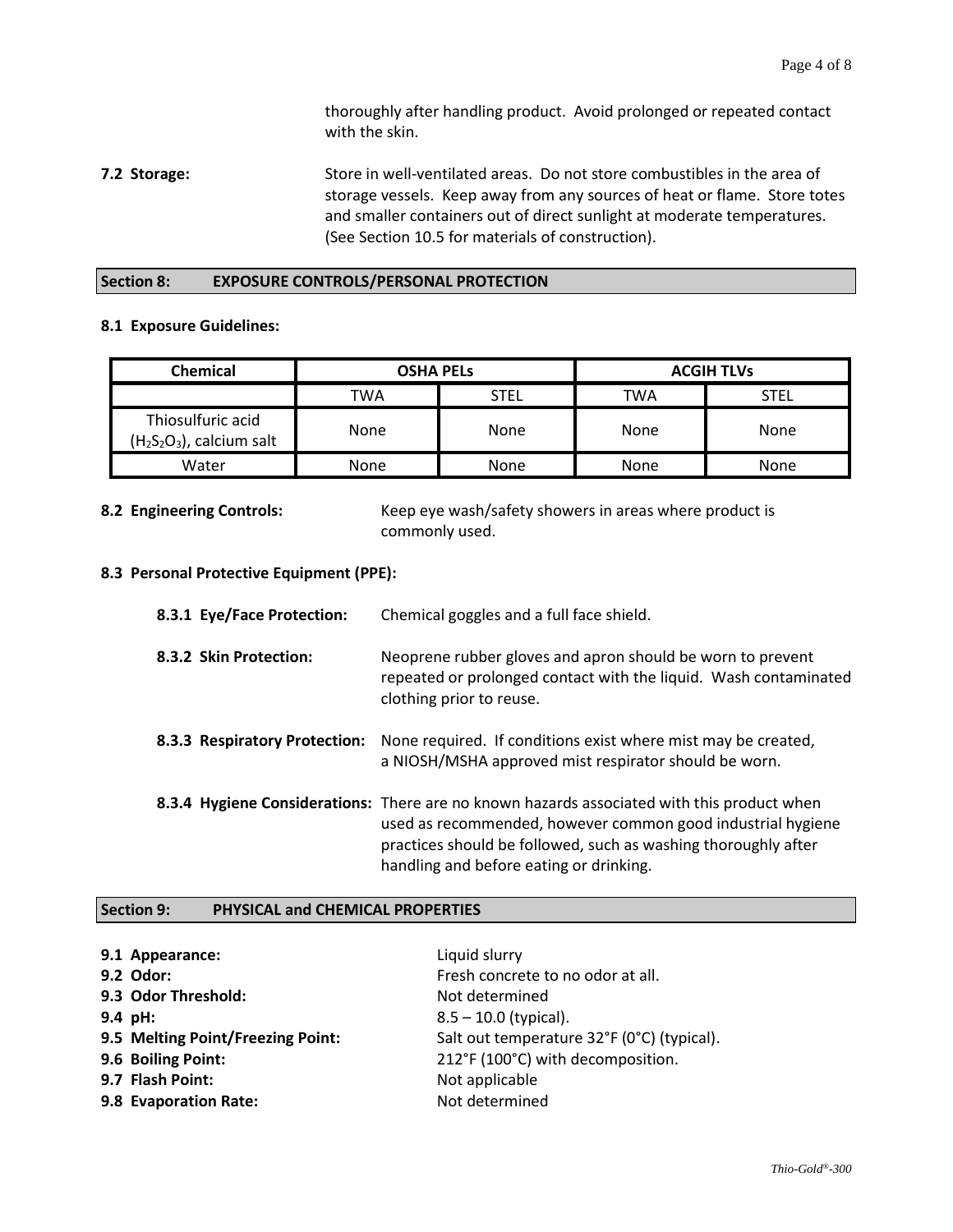thoroughly after handling product. Avoid prolonged or repeated contact with the skin.

**7.2 Storage:** Store in well-ventilated areas. Do not store combustibles in the area of storage vessels. Keep away from any sources of heat or flame. Store totes and smaller containers out of direct sunlight at moderate temperatures. (See Section 10.5 for materials of construction).

## Section 8: EXPOSURE CONTROLS/PERSONAL PROTECTION

**8.1 Exposure Guidelines:**

| Chemical | OSHA PELs | | ACGIH TLVs | |
|---|---|---|---|---|
| | TWA | STEL | TWA | STEL |
| Thiosulfuric acid ($H_2S_2O_3$), calcium salt | None | None | None | None |
| Water | None | None | None | None |

**8.2 Engineering Controls:** Keep eye wash/safety showers in areas where product is commonly used.

**8.3 Personal Protective Equipment (PPE):**

**8.3.1 Eye/Face Protection:** Chemical goggles and a full face shield.

**8.3.2 Skin Protection:** Neoprene rubber gloves and apron should be worn to prevent repeated or prolonged contact with the liquid. Wash contaminated clothing prior to reuse.

**8.3.3 Respiratory Protection:** None required. If conditions exist where mist may be created, a NIOSH/MSHA approved mist respirator should be worn.

**8.3.4 Hygiene Considerations:** There are no known hazards associated with this product when used as recommended, however common good industrial hygiene practices should be followed, such as washing thoroughly after handling and before eating or drinking.

## Section 9: PHYSICAL and CHEMICAL PROPERTIES

**9.1 Appearance:** Liquid slurry
**9.2 Odor:** Fresh concrete to no odor at all.
**9.3 Odor Threshold:** Not determined
**9.4 pH:** 8.5 – 10.0 (typical).
**9.5 Melting Point/Freezing Point:** Salt out temperature 32°F (0°C) (typical).
**9.6 Boiling Point:** 212°F (100°C) with decomposition.
**9.7 Flash Point:** Not applicable
**9.8 Evaporation Rate:** Not determined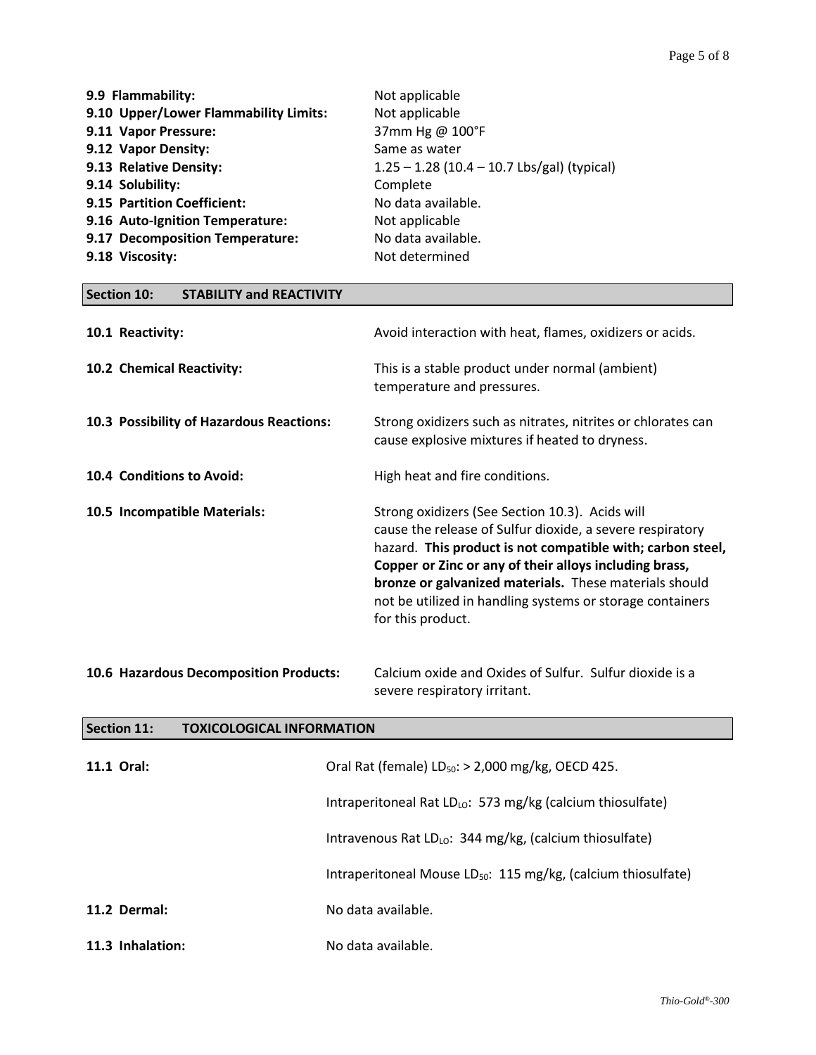**9.9 Flammability:** Not applicable

**9.10 Upper/Lower Flammability Limits:** Not applicable

**9.11 Vapor Pressure:** 37mm Hg @ 100°F

**9.12 Vapor Density:** Same as water

**9.13 Relative Density:** 1.25 – 1.28 (10.4 – 10.7 Lbs/gal) (typical)

**9.14 Solubility:** Complete

**9.15 Partition Coefficient:** No data available.

**9.16 Auto-Ignition Temperature:** Not applicable

**9.17 Decomposition Temperature:** No data available.

**9.18 Viscosity:** Not determined

## Section 10: STABILITY and REACTIVITY

**10.1 Reactivity:** Avoid interaction with heat, flames, oxidizers or acids.

**10.2 Chemical Reactivity:** This is a stable product under normal (ambient) temperature and pressures.

**10.3 Possibility of Hazardous Reactions:** Strong oxidizers such as nitrates, nitrites or chlorates can cause explosive mixtures if heated to dryness.

**10.4 Conditions to Avoid:** High heat and fire conditions.

**10.5 Incompatible Materials:** Strong oxidizers (See Section 10.3). Acids will cause the release of Sulfur dioxide, a severe respiratory hazard. **This product is not compatible with; carbon steel, Copper or Zinc or any of their alloys including brass, bronze or galvanized materials.** These materials should not be utilized in handling systems or storage containers for this product.

**10.6 Hazardous Decomposition Products:** Calcium oxide and Oxides of Sulfur. Sulfur dioxide is a severe respiratory irritant.

## Section 11: TOXICOLOGICAL INFORMATION

**11.1 Oral:** Oral Rat (female) $LD_{50}$: > 2,000 mg/kg, OECD 425.

Intraperitoneal Rat $LD_{LO}$: 573 mg/kg (calcium thiosulfate)

Intravenous Rat $LD_{LO}$: 344 mg/kg, (calcium thiosulfate)

Intraperitoneal Mouse $LD_{50}$: 115 mg/kg, (calcium thiosulfate)

**11.2 Dermal:** No data available.

**11.3 Inhalation:** No data available.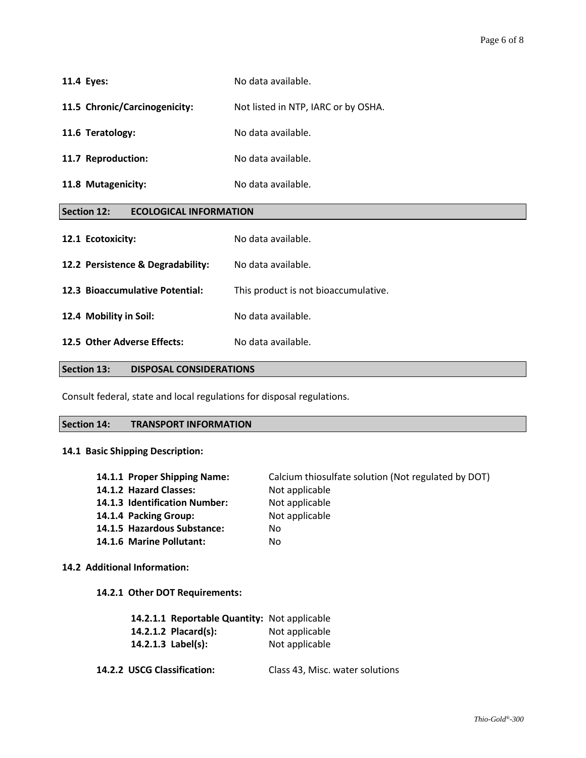**11.4 Eyes:** No data available.

**11.5 Chronic/Carcinogenicity:** Not listed in NTP, IARC or by OSHA.

**11.6 Teratology:** No data available.

**11.7 Reproduction:** No data available.

**11.8 Mutagenicity:** No data available.

## Section 12: ECOLOGICAL INFORMATION

**12.1 Ecotoxicity:** No data available.

**12.2 Persistence & Degradability:** No data available.

**12.3 Bioaccumulative Potential:** This product is not bioaccumulative.

**12.4 Mobility in Soil:** No data available.

**12.5 Other Adverse Effects:** No data available.

## Section 13: DISPOSAL CONSIDERATIONS

Consult federal, state and local regulations for disposal regulations.

## Section 14: TRANSPORT INFORMATION

**14.1 Basic Shipping Description:**

- **14.1.1 Proper Shipping Name:** Calcium thiosulfate solution (Not regulated by DOT)
- **14.1.2 Hazard Classes:** Not applicable
- **14.1.3 Identification Number:** Not applicable
- **14.1.4 Packing Group:** Not applicable
- **14.1.5 Hazardous Substance:** No
- **14.1.6 Marine Pollutant:** No

**14.2 Additional Information:**

**14.2.1 Other DOT Requirements:**

- **14.2.1.1 Reportable Quantity:** Not applicable
- **14.2.1.2 Placard(s):** Not applicable
- **14.2.1.3 Label(s):** Not applicable

**14.2.2 USCG Classification:** Class 43, Misc. water solutions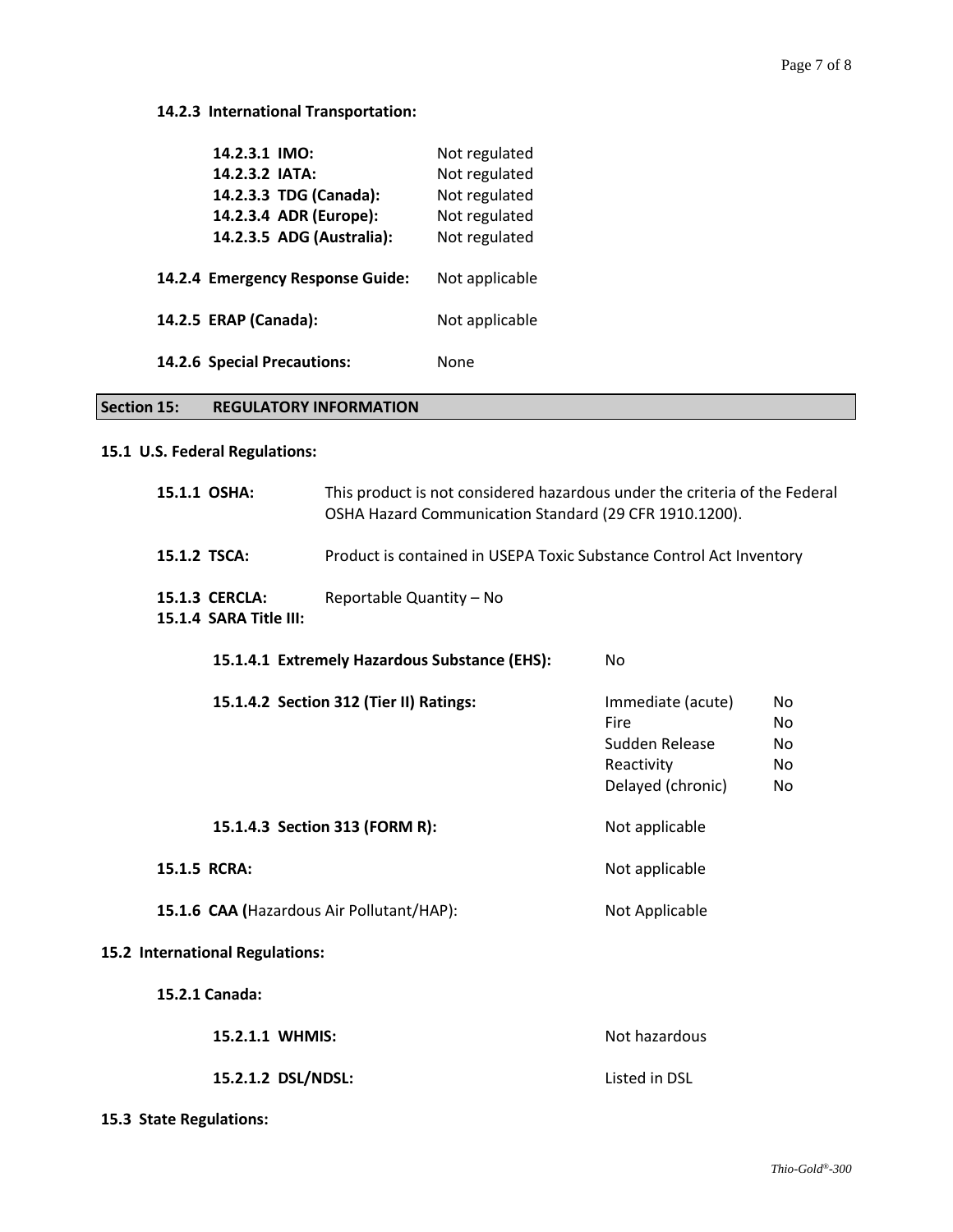**14.2.3 International Transportation:**

| | |
|---|---|
| **14.2.3.1 IMO:** | Not regulated |
| **14.2.3.2 IATA:** | Not regulated |
| **14.2.3.3 TDG (Canada):** | Not regulated |
| **14.2.3.4 ADR (Europe):** | Not regulated |
| **14.2.3.5 ADG (Australia):** | Not regulated |

**14.2.4 Emergency Response Guide:** Not applicable

**14.2.5 ERAP (Canada):** Not applicable

**14.2.6 Special Precautions:** None

## Section 15: REGULATORY INFORMATION

### 15.1 U.S. Federal Regulations:

**15.1.1 OSHA:** This product is not considered hazardous under the criteria of the Federal OSHA Hazard Communication Standard (29 CFR 1910.1200).

**15.1.2 TSCA:** Product is contained in USEPA Toxic Substance Control Act Inventory

**15.1.3 CERCLA:** Reportable Quantity – No

**15.1.4 SARA Title III:**

**15.1.4.1 Extremely Hazardous Substance (EHS):** No

**15.1.4.2 Section 312 (Tier II) Ratings:**

| | |
|---|---|
| Immediate (acute) | No |
| Fire | No |
| Sudden Release | No |
| Reactivity | No |
| Delayed (chronic) | No |

**15.1.4.3 Section 313 (FORM R):** Not applicable

**15.1.5 RCRA:** Not applicable

**15.1.6 CAA (**Hazardous Air Pollutant/HAP): Not Applicable

### 15.2 International Regulations:

**15.2.1 Canada:**

**15.2.1.1 WHMIS:** Not hazardous

**15.2.1.2 DSL/NDSL:** Listed in DSL

### 15.3 State Regulations: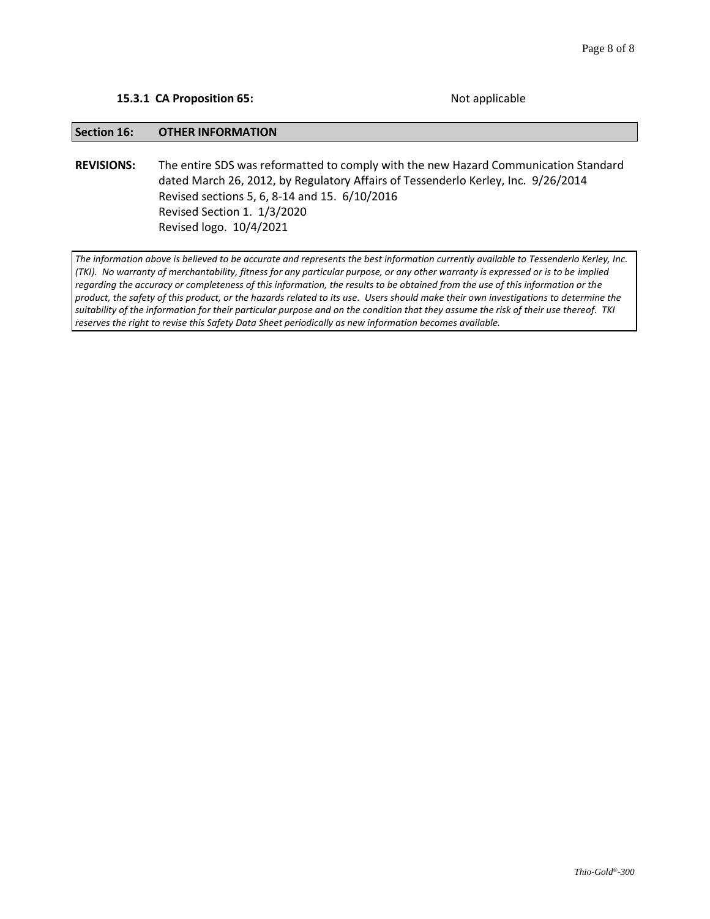**15.3.1 CA Proposition 65:** Not applicable

## Section 16: OTHER INFORMATION

**REVISIONS:** The entire SDS was reformatted to comply with the new Hazard Communication Standard dated March 26, 2012, by Regulatory Affairs of Tessenderlo Kerley, Inc. 9/26/2014
Revised sections 5, 6, 8-14 and 15. 6/10/2016
Revised Section 1. 1/3/2020
Revised logo. 10/4/2021

*The information above is believed to be accurate and represents the best information currently available to Tessenderlo Kerley, Inc. (TKI). No warranty of merchantability, fitness for any particular purpose, or any other warranty is expressed or is to be implied regarding the accuracy or completeness of this information, the results to be obtained from the use of this information or the product, the safety of this product, or the hazards related to its use. Users should make their own investigations to determine the suitability of the information for their particular purpose and on the condition that they assume the risk of their use thereof. TKI reserves the right to revise this Safety Data Sheet periodically as new information becomes available.*